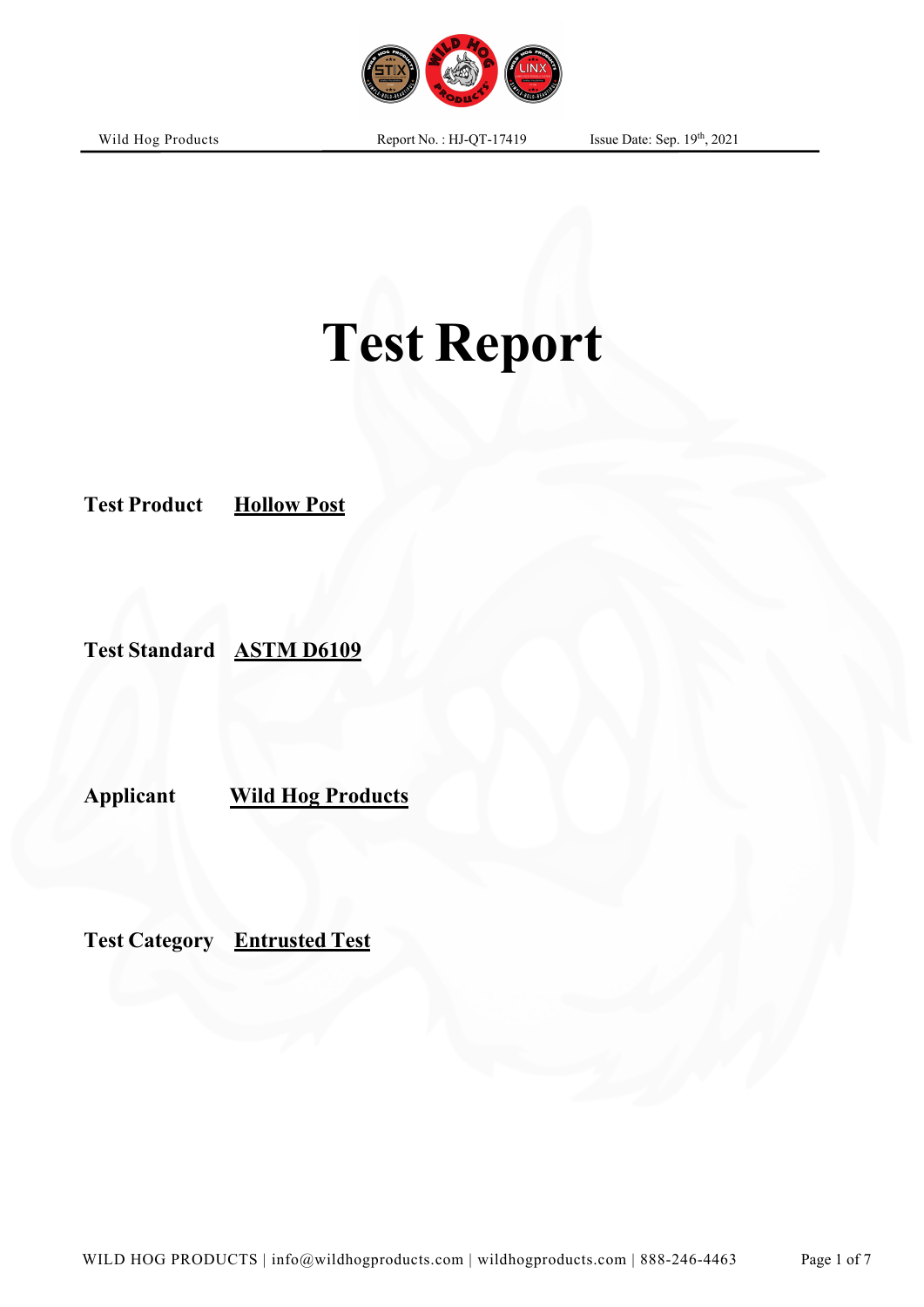# Test Report

**Test Product** **Hollow Post**

**Test Standard** **ASTM D6109**

**Applicant** **Wild Hog Products**

**Test Category** **Entrusted Test**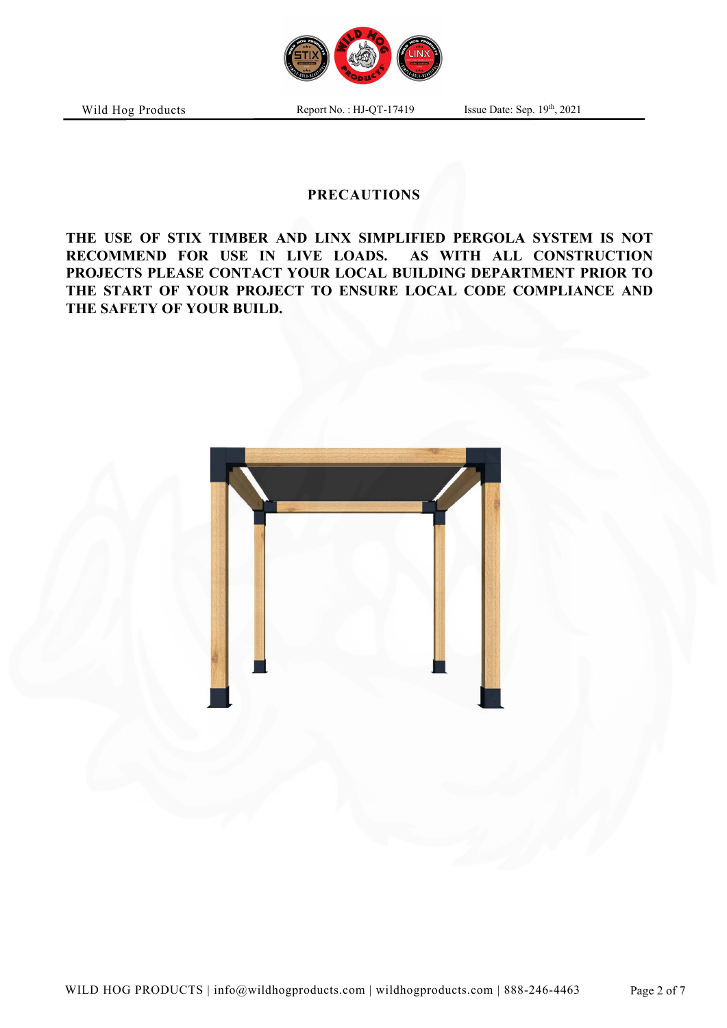## PRECAUTIONS

**THE USE OF STIX TIMBER AND LINX SIMPLIFIED PERGOLA SYSTEM IS NOT RECOMMEND FOR USE IN LIVE LOADS. AS WITH ALL CONSTRUCTION PROJECTS PLEASE CONTACT YOUR LOCAL BUILDING DEPARTMENT PRIOR TO THE START OF YOUR PROJECT TO ENSURE LOCAL CODE COMPLIANCE AND THE SAFETY OF YOUR BUILD.**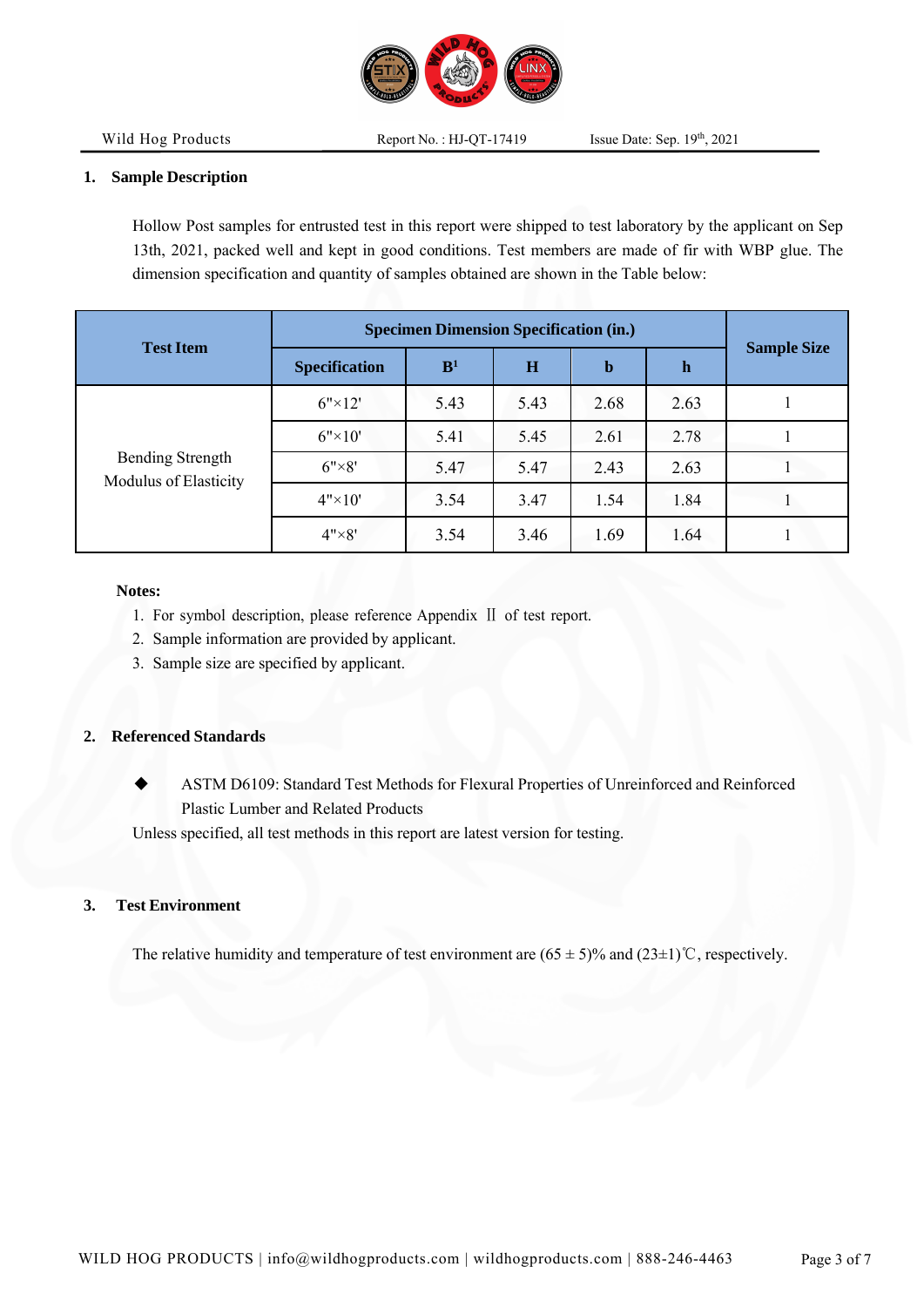## 1. Sample Description

Hollow Post samples for entrusted test in this report were shipped to test laboratory by the applicant on Sep 13th, 2021, packed well and kept in good conditions. Test members are made of fir with WBP glue. The dimension specification and quantity of samples obtained are shown in the Table below:

| Test Item | Specimen Dimension Specification (in.) | | | | | Sample Size |
|---|---|---|---|---|---|---|
| | Specification | B[1] | H | b | h | |
| Bending Strength Modulus of Elasticity | 6"×12' | 5.43 | 5.43 | 2.68 | 2.63 | 1 |
| | 6"×10' | 5.41 | 5.45 | 2.61 | 2.78 | 1 |
| | 6"×8' | 5.47 | 5.47 | 2.43 | 2.63 | 1 |
| | 4"×10' | 3.54 | 3.47 | 1.54 | 1.84 | 1 |
| | 4"×8' | 3.54 | 3.46 | 1.69 | 1.64 | 1 |

**Notes:**

1. For symbol description, please reference Appendix Ⅱ of test report.
2. Sample information are provided by applicant.
3. Sample size are specified by applicant.

## 2. Referenced Standards

- ASTM D6109: Standard Test Methods for Flexural Properties of Unreinforced and Reinforced Plastic Lumber and Related Products

Unless specified, all test methods in this report are latest version for testing.

## 3. Test Environment

The relative humidity and temperature of test environment are (65 ± 5)% and (23±1)℃, respectively.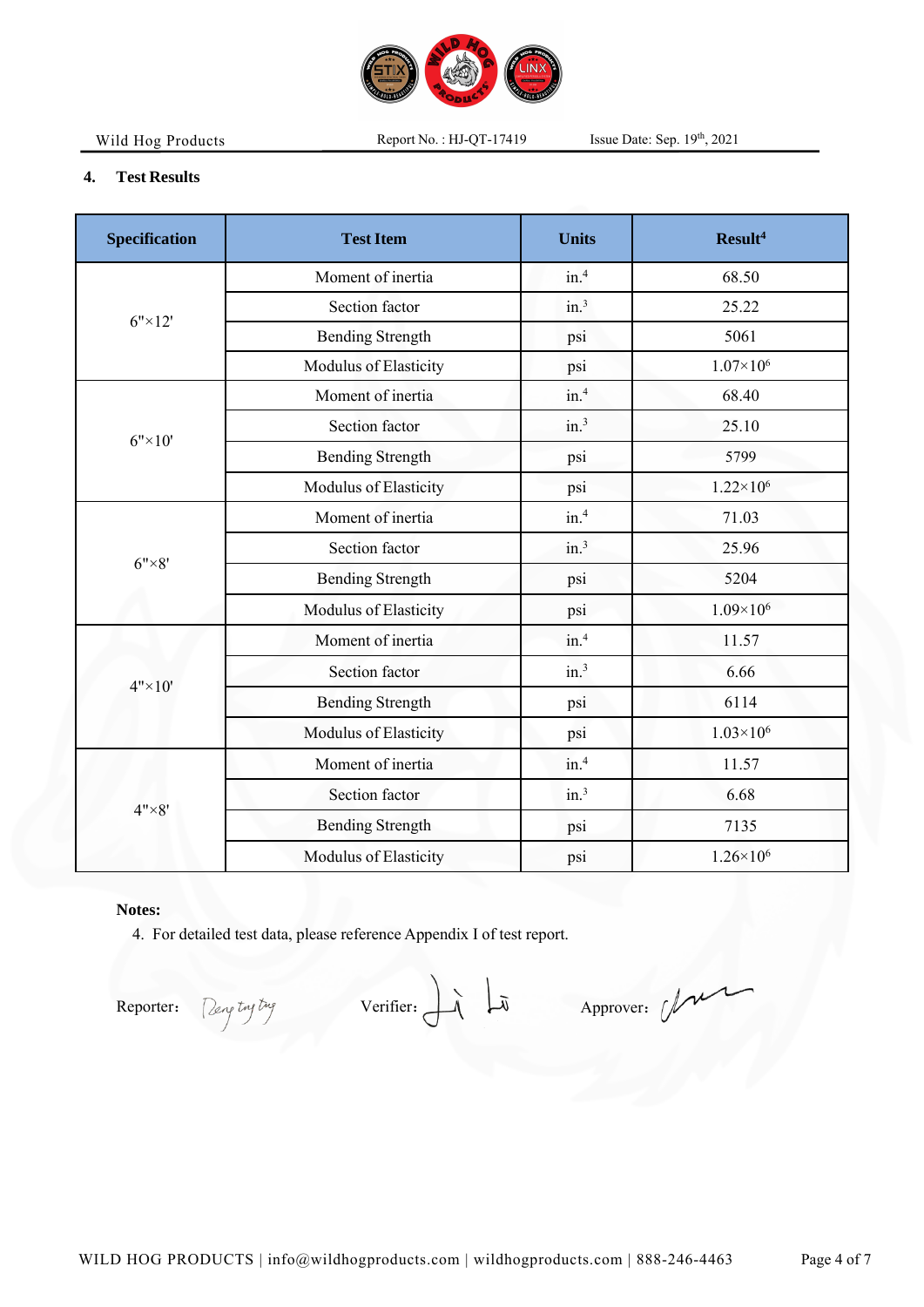## 4. Test Results

| Specification | Test Item | Units | Result[4] |
|---|---|---|---|
| 6"×12' | Moment of inertia | $in.^4$ | 68.50 |
| | Section factor | $in.^3$ | 25.22 |
| | Bending Strength | psi | 5061 |
| | Modulus of Elasticity | psi | $1.07\times10^6$ |
| 6"×10' | Moment of inertia | $in.^4$ | 68.40 |
| | Section factor | $in.^3$ | 25.10 |
| | Bending Strength | psi | 5799 |
| | Modulus of Elasticity | psi | $1.22\times10^6$ |
| 6"×8' | Moment of inertia | $in.^4$ | 71.03 |
| | Section factor | $in.^3$ | 25.96 |
| | Bending Strength | psi | 5204 |
| | Modulus of Elasticity | psi | $1.09\times10^6$ |
| 4"×10' | Moment of inertia | $in.^4$ | 11.57 |
| | Section factor | $in.^3$ | 6.66 |
| | Bending Strength | psi | 6114 |
| | Modulus of Elasticity | psi | $1.03\times10^6$ |
| 4"×8' | Moment of inertia | $in.^4$ | 11.57 |
| | Section factor | $in.^3$ | 6.68 |
| | Bending Strength | psi | 7135 |
| | Modulus of Elasticity | psi | $1.26\times10^6$ |

**Notes:**

4. For detailed test data, please reference Appendix I of test report.

Reporter: 　　　　Verifier: 　　　　Approver: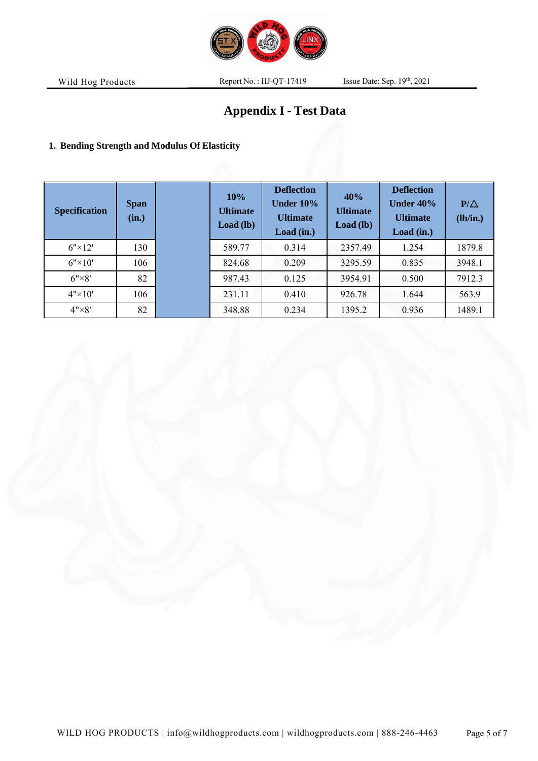# Appendix I - Test Data

## 1. Bending Strength and Modulus Of Elasticity

| Specification | Span (in.) | | 10% Ultimate Load (lb) | Deflection Under 10% Ultimate Load (in.) | 40% Ultimate Load (lb) | Deflection Under 40% Ultimate Load (in.) | P/△ (lb/in.) |
|---|---|---|---|---|---|---|---|
| 6"×12' | 130 | | 589.77 | 0.314 | 2357.49 | 1.254 | 1879.8 |
| 6"×10' | 106 | | 824.68 | 0.209 | 3295.59 | 0.835 | 3948.1 |
| 6"×8' | 82 | | 987.43 | 0.125 | 3954.91 | 0.500 | 7912.3 |
| 4"×10' | 106 | | 231.11 | 0.410 | 926.78 | 1.644 | 563.9 |
| 4"×8' | 82 | | 348.88 | 0.234 | 1395.2 | 0.936 | 1489.1 |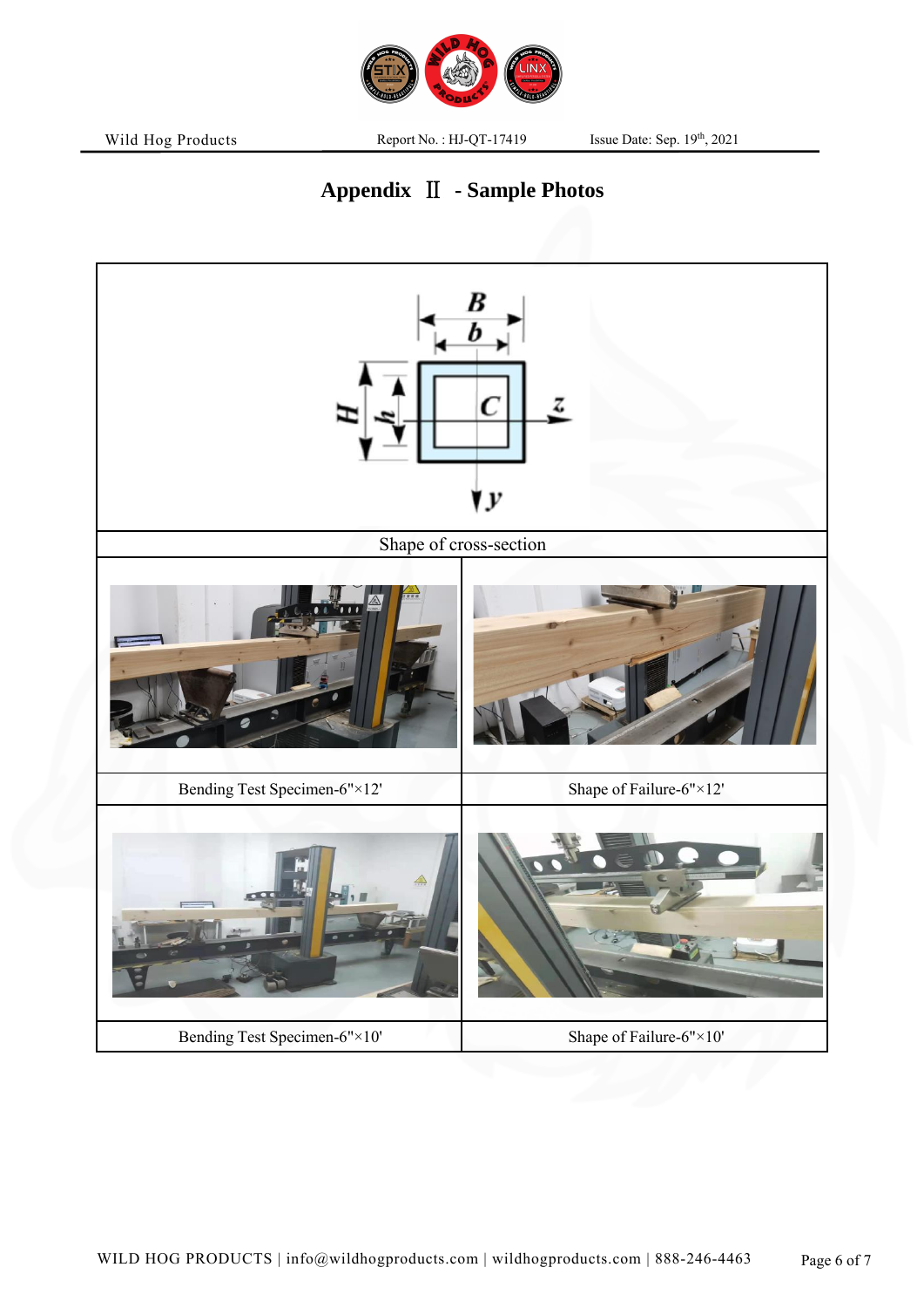# Appendix Ⅱ - Sample Photos

| Shape of cross-section | |
|---|---|
| Bending Test Specimen-6"×12' | Shape of Failure-6"×12' |
| Bending Test Specimen-6"×10' | Shape of Failure-6"×10' |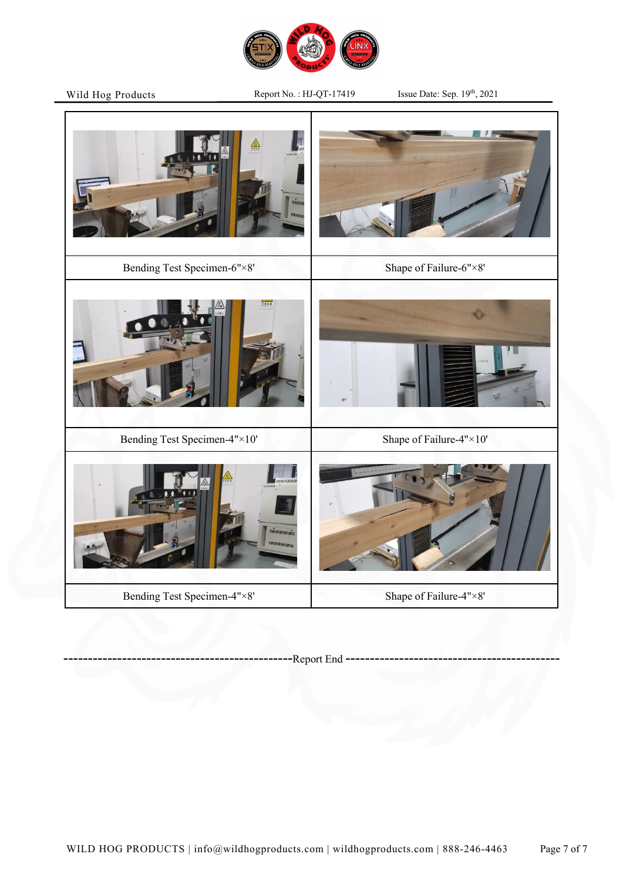| | |
|---|---|
| Bending Test Specimen-6"×8' | Shape of Failure-6"×8' |
| Bending Test Specimen-4"×10' | Shape of Failure-4"×10' |
| Bending Test Specimen-4"×8' | Shape of Failure-4"×8' |

---Report End ---